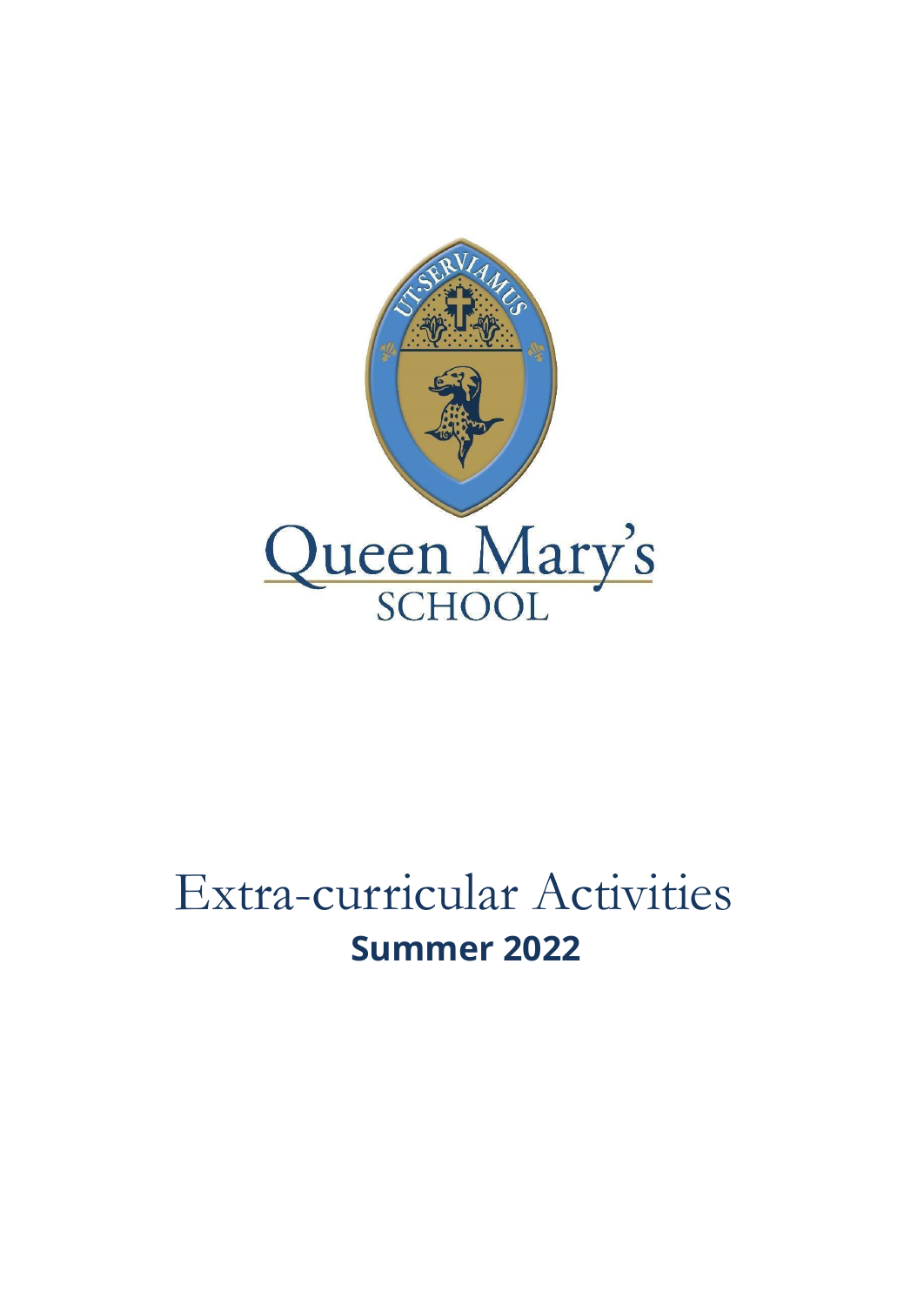# Queen Mary's SCHOOL

# Extra-curricular Activities

## Summer 2022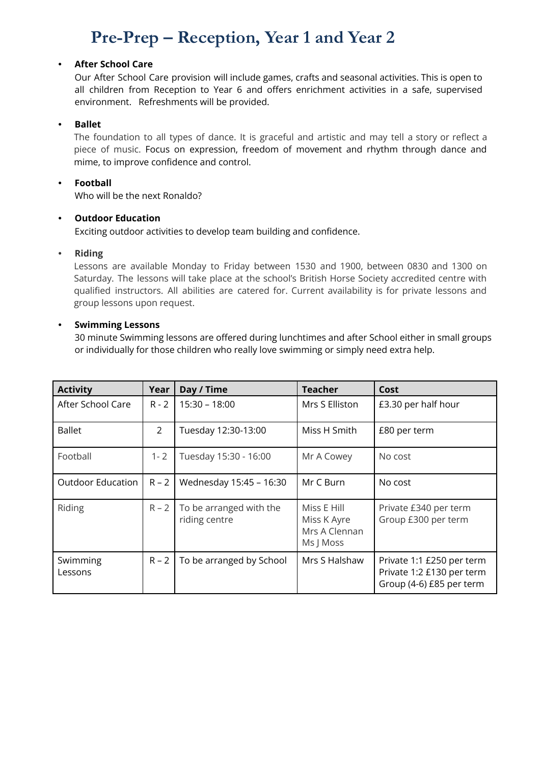# Pre-Prep – Reception, Year 1 and Year 2

- **After School Care**
  Our After School Care provision will include games, crafts and seasonal activities. This is open to all children from Reception to Year 6 and offers enrichment activities in a safe, supervised environment. Refreshments will be provided.

- **Ballet**
  The foundation to all types of dance. It is graceful and artistic and may tell a story or reflect a piece of music. Focus on expression, freedom of movement and rhythm through dance and mime, to improve confidence and control.

- **Football**
  Who will be the next Ronaldo?

- **Outdoor Education**
  Exciting outdoor activities to develop team building and confidence.

- **Riding**
  Lessons are available Monday to Friday between 1530 and 1900, between 0830 and 1300 on Saturday. The lessons will take place at the school's British Horse Society accredited centre with qualified instructors. All abilities are catered for. Current availability is for private lessons and group lessons upon request.

- **Swimming Lessons**
  30 minute Swimming lessons are offered during lunchtimes and after School either in small groups or individually for those children who really love swimming or simply need extra help.

| Activity | Year | Day / Time | Teacher | Cost |
|---|---|---|---|---|
| After School Care | R - 2 | 15:30 – 18:00 | Mrs S Elliston | £3.30 per half hour |
| Ballet | 2 | Tuesday 12:30-13:00 | Miss H Smith | £80 per term |
| Football | 1- 2 | Tuesday 15:30 - 16:00 | Mr A Cowey | No cost |
| Outdoor Education | R – 2 | Wednesday 15:45 – 16:30 | Mr C Burn | No cost |
| Riding | R – 2 | To be arranged with the riding centre | Miss E Hill<br>Miss K Ayre<br>Mrs A Clennan<br>Ms J Moss | Private £340 per term<br>Group £300 per term |
| Swimming Lessons | R – 2 | To be arranged by School | Mrs S Halshaw | Private 1:1 £250 per term<br>Private 1:2 £130 per term<br>Group (4-6) £85 per term |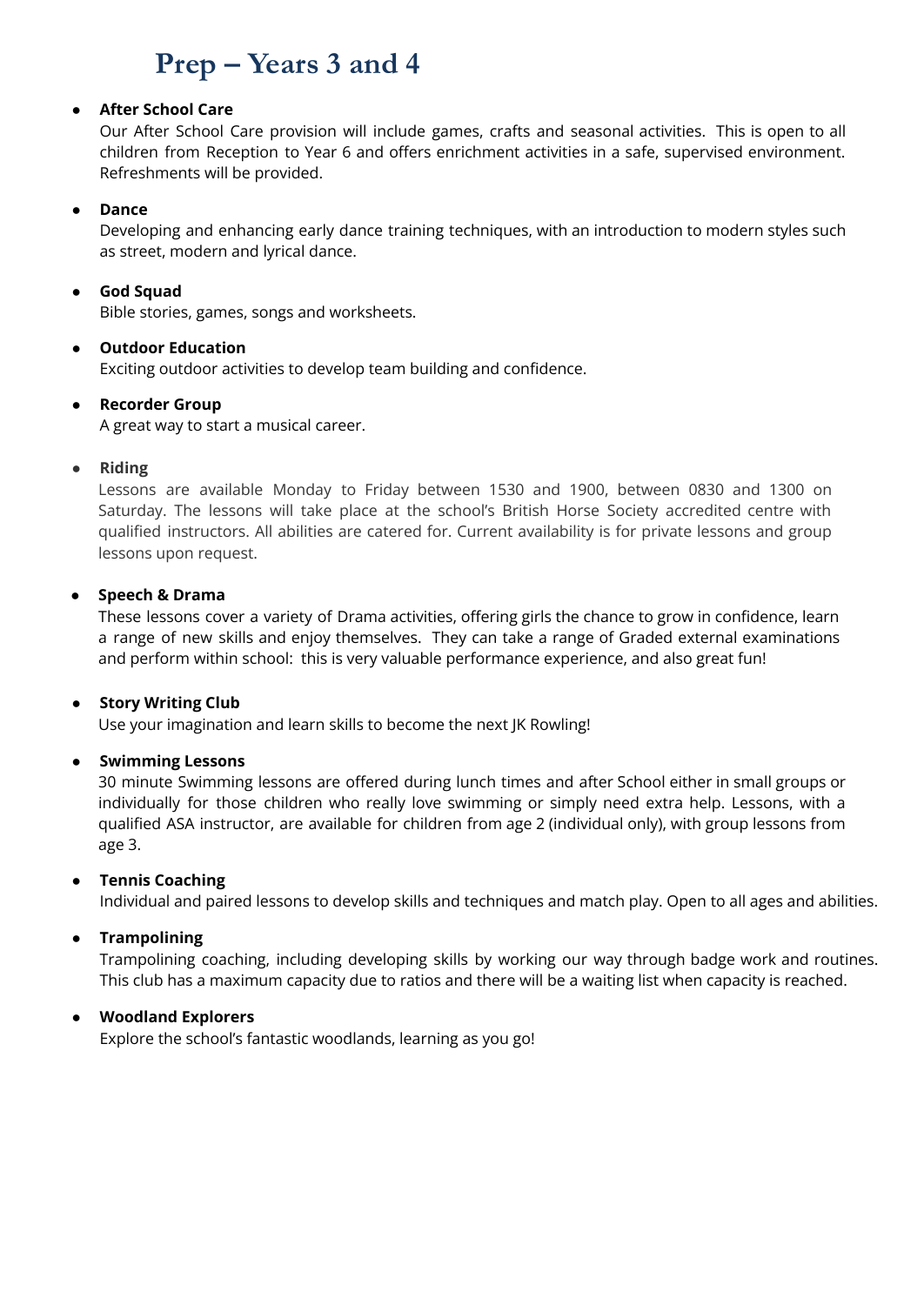# Prep – Years 3 and 4

- **After School Care**
  Our After School Care provision will include games, crafts and seasonal activities. This is open to all children from Reception to Year 6 and offers enrichment activities in a safe, supervised environment. Refreshments will be provided.

- **Dance**
  Developing and enhancing early dance training techniques, with an introduction to modern styles such as street, modern and lyrical dance.

- **God Squad**
  Bible stories, games, songs and worksheets.

- **Outdoor Education**
  Exciting outdoor activities to develop team building and confidence.

- **Recorder Group**
  A great way to start a musical career.

- **Riding**
  Lessons are available Monday to Friday between 1530 and 1900, between 0830 and 1300 on Saturday. The lessons will take place at the school's British Horse Society accredited centre with qualified instructors. All abilities are catered for. Current availability is for private lessons and group lessons upon request.

- **Speech & Drama**
  These lessons cover a variety of Drama activities, offering girls the chance to grow in confidence, learn a range of new skills and enjoy themselves. They can take a range of Graded external examinations and perform within school: this is very valuable performance experience, and also great fun!

- **Story Writing Club**
  Use your imagination and learn skills to become the next JK Rowling!

- **Swimming Lessons**
  30 minute Swimming lessons are offered during lunch times and after School either in small groups or individually for those children who really love swimming or simply need extra help. Lessons, with a qualified ASA instructor, are available for children from age 2 (individual only), with group lessons from age 3.

- **Tennis Coaching**
  Individual and paired lessons to develop skills and techniques and match play. Open to all ages and abilities.

- **Trampolining**
  Trampolining coaching, including developing skills by working our way through badge work and routines. This club has a maximum capacity due to ratios and there will be a waiting list when capacity is reached.

- **Woodland Explorers**
  Explore the school's fantastic woodlands, learning as you go!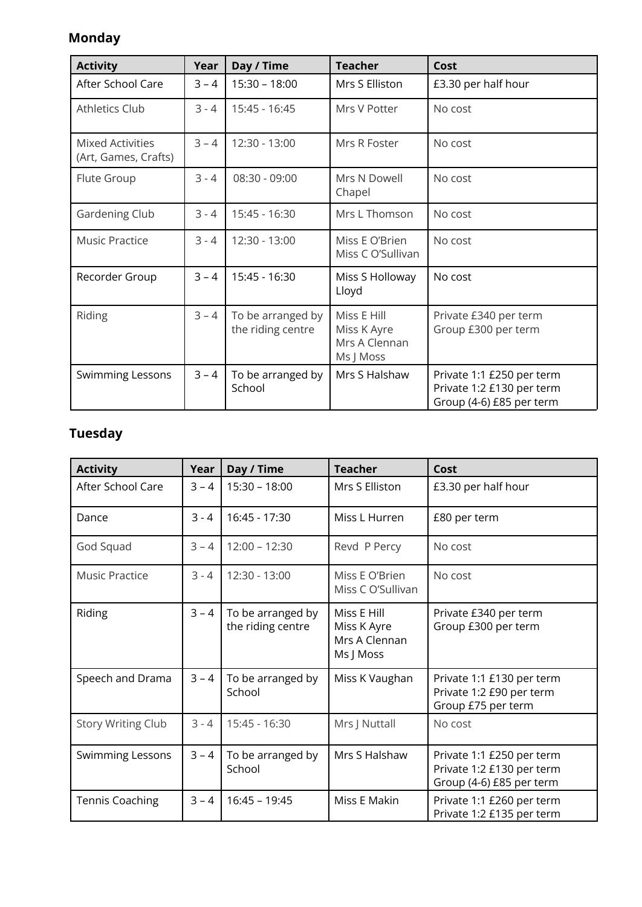## Monday

| Activity | Year | Day / Time | Teacher | Cost |
|---|---|---|---|---|
| After School Care | 3 – 4 | 15:30 – 18:00 | Mrs S Elliston | £3.30 per half hour |
| Athletics Club | 3 - 4 | 15:45 - 16:45 | Mrs V Potter | No cost |
| Mixed Activities (Art, Games, Crafts) | 3 – 4 | 12:30 - 13:00 | Mrs R Foster | No cost |
| Flute Group | 3 - 4 | 08:30 - 09:00 | Mrs N Dowell Chapel | No cost |
| Gardening Club | 3 - 4 | 15:45 - 16:30 | Mrs L Thomson | No cost |
| Music Practice | 3 - 4 | 12:30 - 13:00 | Miss E O'Brien Miss C O'Sullivan | No cost |
| Recorder Group | 3 – 4 | 15:45 - 16:30 | Miss S Holloway Lloyd | No cost |
| Riding | 3 – 4 | To be arranged by the riding centre | Miss E Hill Miss K Ayre Mrs A Clennan Ms J Moss | Private £340 per term Group £300 per term |
| Swimming Lessons | 3 – 4 | To be arranged by School | Mrs S Halshaw | Private 1:1 £250 per term Private 1:2 £130 per term Group (4-6) £85 per term |

## Tuesday

| Activity | Year | Day / Time | Teacher | Cost |
|---|---|---|---|---|
| After School Care | 3 – 4 | 15:30 – 18:00 | Mrs S Elliston | £3.30 per half hour |
| Dance | 3 - 4 | 16:45 - 17:30 | Miss L Hurren | £80 per term |
| God Squad | 3 – 4 | 12:00 – 12:30 | Revd P Percy | No cost |
| Music Practice | 3 - 4 | 12:30 - 13:00 | Miss E O'Brien Miss C O'Sullivan | No cost |
| Riding | 3 – 4 | To be arranged by the riding centre | Miss E Hill Miss K Ayre Mrs A Clennan Ms J Moss | Private £340 per term Group £300 per term |
| Speech and Drama | 3 – 4 | To be arranged by School | Miss K Vaughan | Private 1:1 £130 per term Private 1:2 £90 per term Group £75 per term |
| Story Writing Club | 3 - 4 | 15:45 - 16:30 | Mrs J Nuttall | No cost |
| Swimming Lessons | 3 – 4 | To be arranged by School | Mrs S Halshaw | Private 1:1 £250 per term Private 1:2 £130 per term Group (4-6) £85 per term |
| Tennis Coaching | 3 – 4 | 16:45 – 19:45 | Miss E Makin | Private 1:1 £260 per term Private 1:2 £135 per term |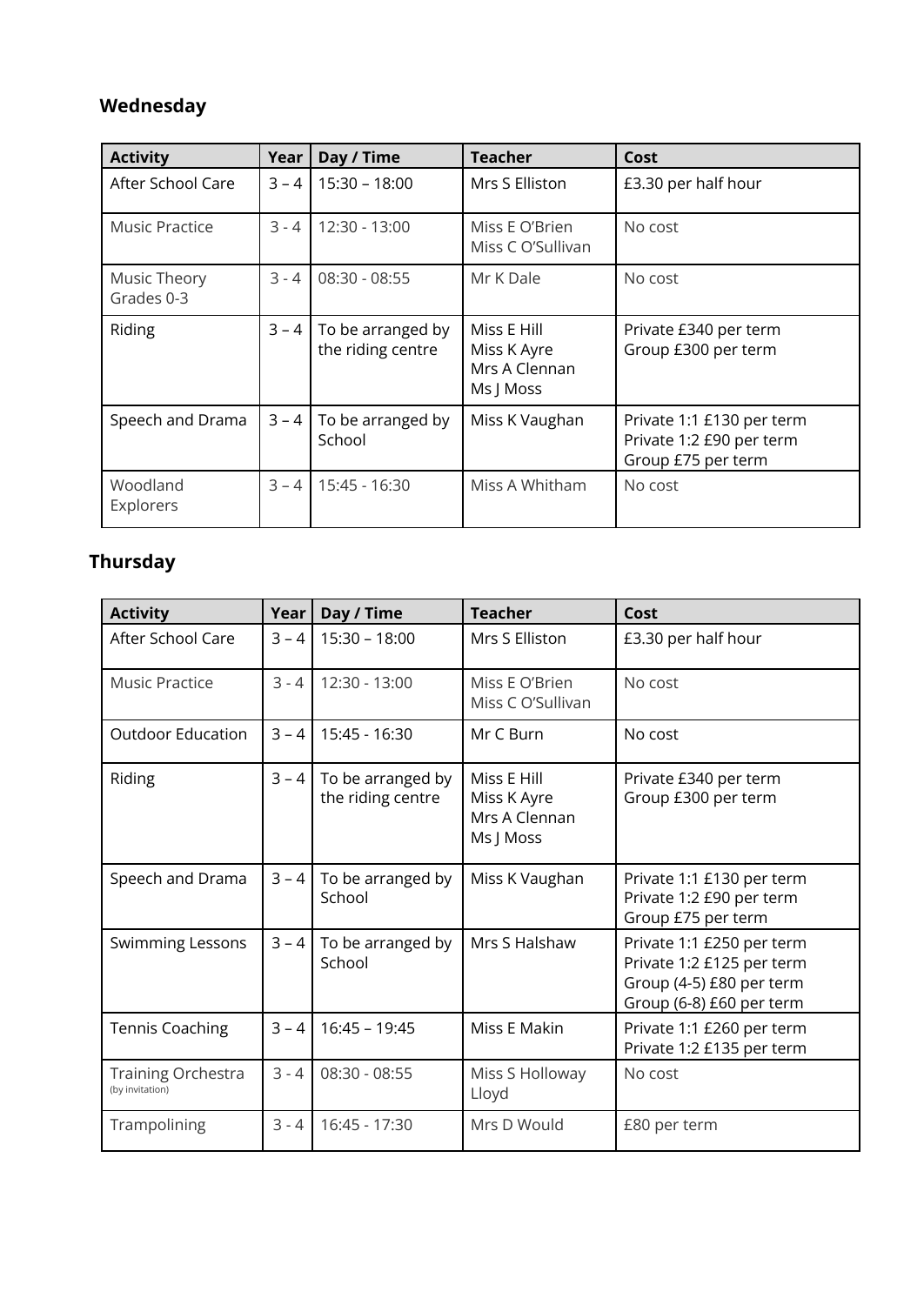## Wednesday

| Activity | Year | Day / Time | Teacher | Cost |
|---|---|---|---|---|
| After School Care | 3 – 4 | 15:30 – 18:00 | Mrs S Elliston | £3.30 per half hour |
| Music Practice | 3 - 4 | 12:30 - 13:00 | Miss E O'Brien<br>Miss C O'Sullivan | No cost |
| Music Theory Grades 0-3 | 3 - 4 | 08:30 - 08:55 | Mr K Dale | No cost |
| Riding | 3 – 4 | To be arranged by the riding centre | Miss E Hill<br>Miss K Ayre<br>Mrs A Clennan<br>Ms J Moss | Private £340 per term<br>Group £300 per term |
| Speech and Drama | 3 – 4 | To be arranged by School | Miss K Vaughan | Private 1:1 £130 per term<br>Private 1:2 £90 per term<br>Group £75 per term |
| Woodland Explorers | 3 – 4 | 15:45 - 16:30 | Miss A Whitham | No cost |

## Thursday

| Activity | Year | Day / Time | Teacher | Cost |
|---|---|---|---|---|
| After School Care | 3 – 4 | 15:30 – 18:00 | Mrs S Elliston | £3.30 per half hour |
| Music Practice | 3 - 4 | 12:30 - 13:00 | Miss E O'Brien<br>Miss C O'Sullivan | No cost |
| Outdoor Education | 3 – 4 | 15:45 - 16:30 | Mr C Burn | No cost |
| Riding | 3 – 4 | To be arranged by the riding centre | Miss E Hill<br>Miss K Ayre<br>Mrs A Clennan<br>Ms J Moss | Private £340 per term<br>Group £300 per term |
| Speech and Drama | 3 – 4 | To be arranged by School | Miss K Vaughan | Private 1:1 £130 per term<br>Private 1:2 £90 per term<br>Group £75 per term |
| Swimming Lessons | 3 – 4 | To be arranged by School | Mrs S Halshaw | Private 1:1 £250 per term<br>Private 1:2 £125 per term<br>Group (4-5) £80 per term<br>Group (6-8) £60 per term |
| Tennis Coaching | 3 – 4 | 16:45 – 19:45 | Miss E Makin | Private 1:1 £260 per term<br>Private 1:2 £135 per term |
| Training Orchestra (by invitation) | 3 - 4 | 08:30 - 08:55 | Miss S Holloway Lloyd | No cost |
| Trampolining | 3 - 4 | 16:45 - 17:30 | Mrs D Would | £80 per term |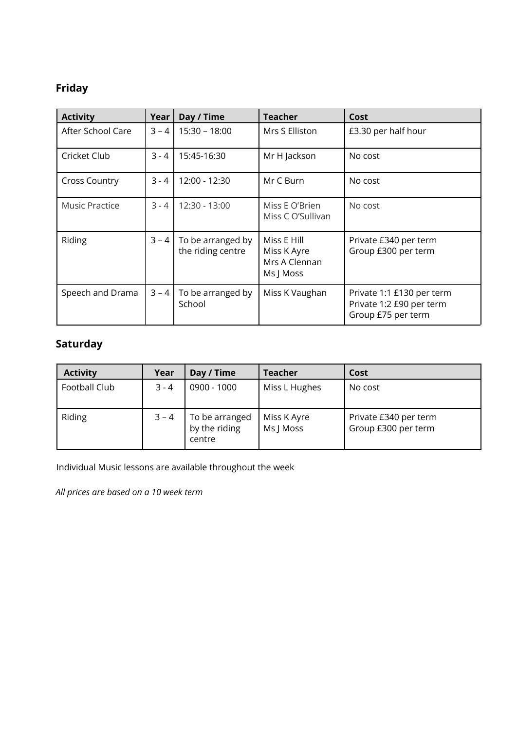## Friday

| Activity | Year | Day / Time | Teacher | Cost |
|---|---|---|---|---|
| After School Care | 3 – 4 | 15:30 – 18:00 | Mrs S Elliston | £3.30 per half hour |
| Cricket Club | 3 - 4 | 15:45-16:30 | Mr H Jackson | No cost |
| Cross Country | 3 - 4 | 12:00 - 12:30 | Mr C Burn | No cost |
| Music Practice | 3 - 4 | 12:30 - 13:00 | Miss E O'Brien<br>Miss C O'Sullivan | No cost |
| Riding | 3 – 4 | To be arranged by the riding centre | Miss E Hill<br>Miss K Ayre<br>Mrs A Clennan<br>Ms J Moss | Private £340 per term<br>Group £300 per term |
| Speech and Drama | 3 – 4 | To be arranged by School | Miss K Vaughan | Private 1:1 £130 per term<br>Private 1:2 £90 per term<br>Group £75 per term |

## Saturday

| Activity | Year | Day / Time | Teacher | Cost |
|---|---|---|---|---|
| Football Club | 3 - 4 | 0900 - 1000 | Miss L Hughes | No cost |
| Riding | 3 – 4 | To be arranged by the riding centre | Miss K Ayre<br>Ms J Moss | Private £340 per term<br>Group £300 per term |

Individual Music lessons are available throughout the week

*All prices are based on a 10 week term*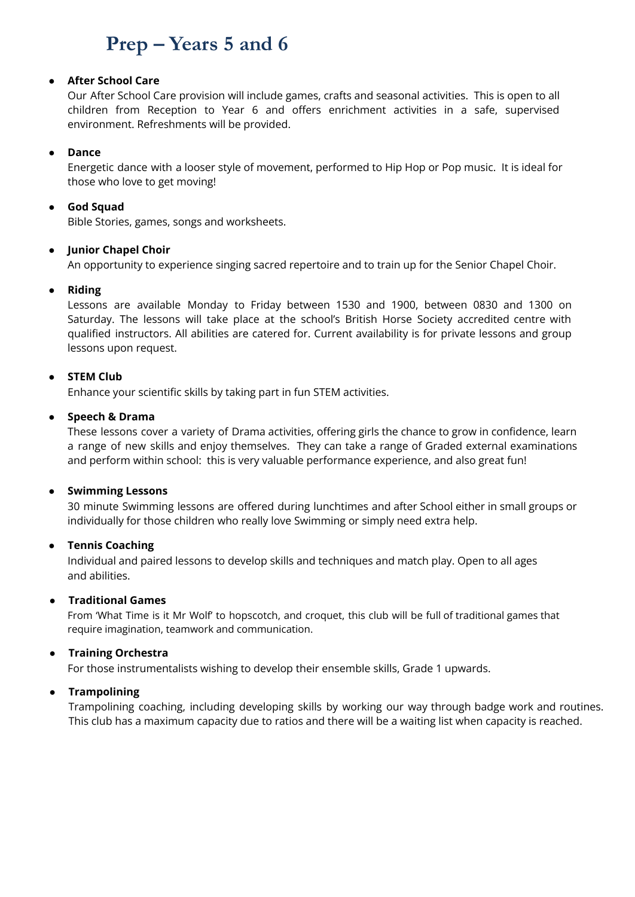# Prep – Years 5 and 6

- **After School Care**
  Our After School Care provision will include games, crafts and seasonal activities. This is open to all children from Reception to Year 6 and offers enrichment activities in a safe, supervised environment. Refreshments will be provided.

- **Dance**
  Energetic dance with a looser style of movement, performed to Hip Hop or Pop music. It is ideal for those who love to get moving!

- **God Squad**
  Bible Stories, games, songs and worksheets.

- **Junior Chapel Choir**
  An opportunity to experience singing sacred repertoire and to train up for the Senior Chapel Choir.

- **Riding**
  Lessons are available Monday to Friday between 1530 and 1900, between 0830 and 1300 on Saturday. The lessons will take place at the school's British Horse Society accredited centre with qualified instructors. All abilities are catered for. Current availability is for private lessons and group lessons upon request.

- **STEM Club**
  Enhance your scientific skills by taking part in fun STEM activities.

- **Speech & Drama**
  These lessons cover a variety of Drama activities, offering girls the chance to grow in confidence, learn a range of new skills and enjoy themselves. They can take a range of Graded external examinations and perform within school: this is very valuable performance experience, and also great fun!

- **Swimming Lessons**
  30 minute Swimming lessons are offered during lunchtimes and after School either in small groups or individually for those children who really love Swimming or simply need extra help.

- **Tennis Coaching**
  Individual and paired lessons to develop skills and techniques and match play. Open to all ages and abilities.

- **Traditional Games**
  From 'What Time is it Mr Wolf' to hopscotch, and croquet, this club will be full of traditional games that require imagination, teamwork and communication.

- **Training Orchestra**
  For those instrumentalists wishing to develop their ensemble skills, Grade 1 upwards.

- **Trampolining**
  Trampolining coaching, including developing skills by working our way through badge work and routines. This club has a maximum capacity due to ratios and there will be a waiting list when capacity is reached.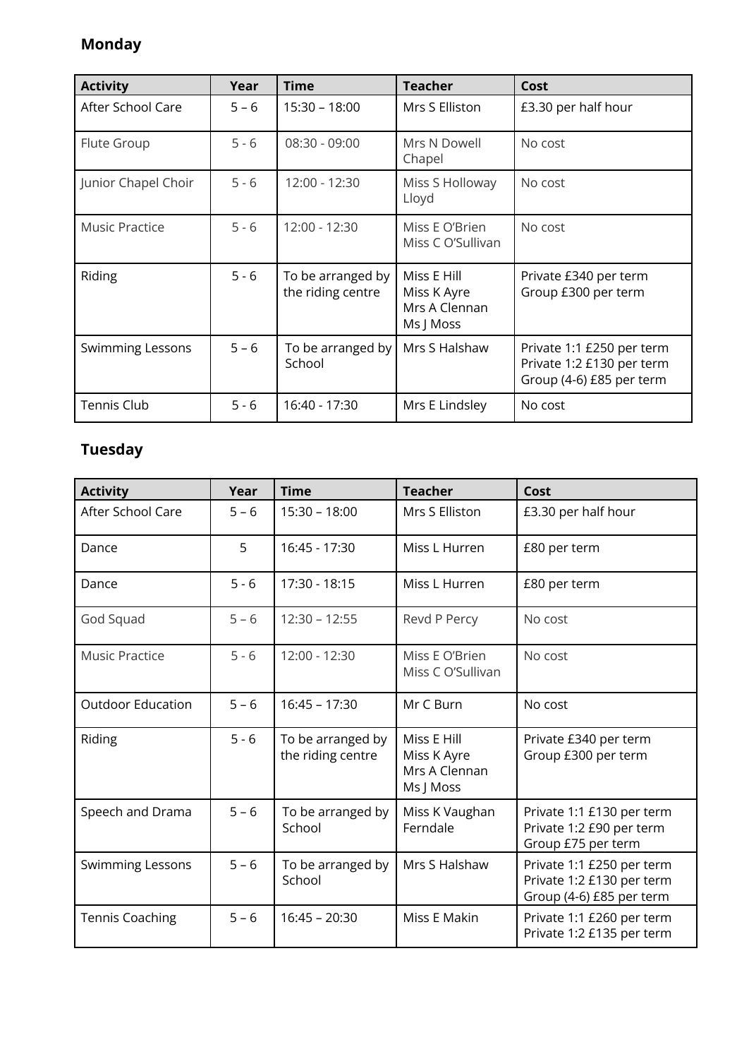## Monday

| Activity | Year | Time | Teacher | Cost |
|---|---|---|---|---|
| After School Care | 5 – 6 | 15:30 – 18:00 | Mrs S Elliston | £3.30 per half hour |
| Flute Group | 5 - 6 | 08:30 - 09:00 | Mrs N Dowell Chapel | No cost |
| Junior Chapel Choir | 5 - 6 | 12:00 - 12:30 | Miss S Holloway Lloyd | No cost |
| Music Practice | 5 - 6 | 12:00 - 12:30 | Miss E O'Brien<br>Miss C O'Sullivan | No cost |
| Riding | 5 - 6 | To be arranged by the riding centre | Miss E Hill<br>Miss K Ayre<br>Mrs A Clennan<br>Ms J Moss | Private £340 per term<br>Group £300 per term |
| Swimming Lessons | 5 – 6 | To be arranged by School | Mrs S Halshaw | Private 1:1 £250 per term<br>Private 1:2 £130 per term<br>Group (4-6) £85 per term |
| Tennis Club | 5 - 6 | 16:40 - 17:30 | Mrs E Lindsley | No cost |

## Tuesday

| Activity | Year | Time | Teacher | Cost |
|---|---|---|---|---|
| After School Care | 5 – 6 | 15:30 – 18:00 | Mrs S Elliston | £3.30 per half hour |
| Dance | 5 | 16:45 - 17:30 | Miss L Hurren | £80 per term |
| Dance | 5 - 6 | 17:30 - 18:15 | Miss L Hurren | £80 per term |
| God Squad | 5 – 6 | 12:30 – 12:55 | Revd P Percy | No cost |
| Music Practice | 5 - 6 | 12:00 - 12:30 | Miss E O'Brien<br>Miss C O'Sullivan | No cost |
| Outdoor Education | 5 – 6 | 16:45 – 17:30 | Mr C Burn | No cost |
| Riding | 5 - 6 | To be arranged by the riding centre | Miss E Hill<br>Miss K Ayre<br>Mrs A Clennan<br>Ms J Moss | Private £340 per term<br>Group £300 per term |
| Speech and Drama | 5 – 6 | To be arranged by School | Miss K Vaughan Ferndale | Private 1:1 £130 per term<br>Private 1:2 £90 per term<br>Group £75 per term |
| Swimming Lessons | 5 – 6 | To be arranged by School | Mrs S Halshaw | Private 1:1 £250 per term<br>Private 1:2 £130 per term<br>Group (4-6) £85 per term |
| Tennis Coaching | 5 – 6 | 16:45 – 20:30 | Miss E Makin | Private 1:1 £260 per term<br>Private 1:2 £135 per term |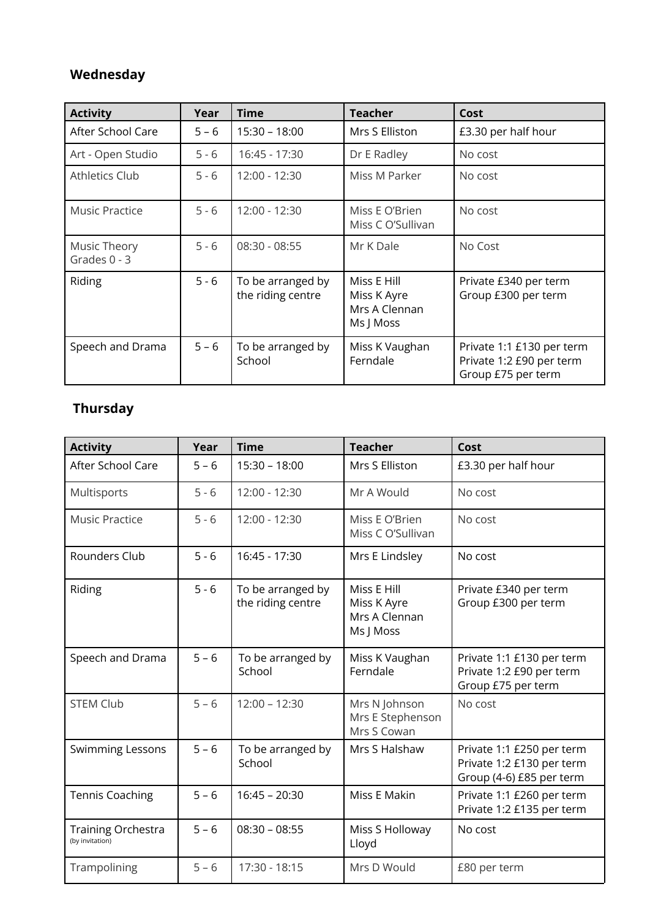**Wednesday**

| Activity | Year | Time | Teacher | Cost |
|---|---|---|---|---|
| After School Care | 5 – 6 | 15:30 – 18:00 | Mrs S Elliston | £3.30 per half hour |
| Art - Open Studio | 5 - 6 | 16:45 - 17:30 | Dr E Radley | No cost |
| Athletics Club | 5 - 6 | 12:00 - 12:30 | Miss M Parker | No cost |
| Music Practice | 5 - 6 | 12:00 - 12:30 | Miss E O'Brien<br>Miss C O'Sullivan | No cost |
| Music Theory Grades 0 - 3 | 5 - 6 | 08:30 - 08:55 | Mr K Dale | No Cost |
| Riding | 5 - 6 | To be arranged by the riding centre | Miss E Hill<br>Miss K Ayre<br>Mrs A Clennan<br>Ms J Moss | Private £340 per term<br>Group £300 per term |
| Speech and Drama | 5 – 6 | To be arranged by School | Miss K Vaughan Ferndale | Private 1:1 £130 per term<br>Private 1:2 £90 per term<br>Group £75 per term |

**Thursday**

| Activity | Year | Time | Teacher | Cost |
|---|---|---|---|---|
| After School Care | 5 – 6 | 15:30 – 18:00 | Mrs S Elliston | £3.30 per half hour |
| Multisports | 5 - 6 | 12:00 - 12:30 | Mr A Would | No cost |
| Music Practice | 5 - 6 | 12:00 - 12:30 | Miss E O'Brien<br>Miss C O'Sullivan | No cost |
| Rounders Club | 5 - 6 | 16:45 - 17:30 | Mrs E Lindsley | No cost |
| Riding | 5 - 6 | To be arranged by the riding centre | Miss E Hill<br>Miss K Ayre<br>Mrs A Clennan<br>Ms J Moss | Private £340 per term<br>Group £300 per term |
| Speech and Drama | 5 – 6 | To be arranged by School | Miss K Vaughan Ferndale | Private 1:1 £130 per term<br>Private 1:2 £90 per term<br>Group £75 per term |
| STEM Club | 5 – 6 | 12:00 – 12:30 | Mrs N Johnson<br>Mrs E Stephenson<br>Mrs S Cowan | No cost |
| Swimming Lessons | 5 – 6 | To be arranged by School | Mrs S Halshaw | Private 1:1 £250 per term<br>Private 1:2 £130 per term<br>Group (4-6) £85 per term |
| Tennis Coaching | 5 – 6 | 16:45 – 20:30 | Miss E Makin | Private 1:1 £260 per term<br>Private 1:2 £135 per term |
| Training Orchestra (by invitation) | 5 – 6 | 08:30 – 08:55 | Miss S Holloway Lloyd | No cost |
| Trampolining | 5 – 6 | 17:30 - 18:15 | Mrs D Would | £80 per term |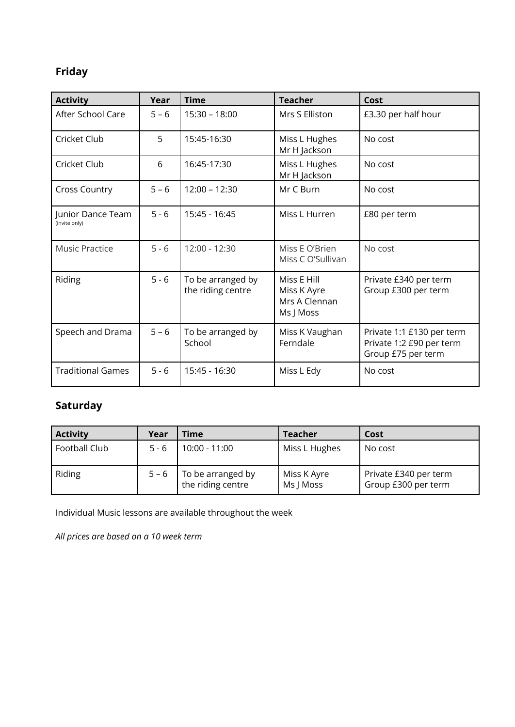## Friday

| Activity | Year | Time | Teacher | Cost |
|---|---|---|---|---|
| After School Care | 5 – 6 | 15:30 – 18:00 | Mrs S Elliston | £3.30 per half hour |
| Cricket Club | 5 | 15:45-16:30 | Miss L Hughes<br>Mr H Jackson | No cost |
| Cricket Club | 6 | 16:45-17:30 | Miss L Hughes<br>Mr H Jackson | No cost |
| Cross Country | 5 – 6 | 12:00 – 12:30 | Mr C Burn | No cost |
| Junior Dance Team (invite only) | 5 - 6 | 15:45 - 16:45 | Miss L Hurren | £80 per term |
| Music Practice | 5 - 6 | 12:00 - 12:30 | Miss E O'Brien<br>Miss C O'Sullivan | No cost |
| Riding | 5 - 6 | To be arranged by the riding centre | Miss E Hill<br>Miss K Ayre<br>Mrs A Clennan<br>Ms J Moss | Private £340 per term<br>Group £300 per term |
| Speech and Drama | 5 – 6 | To be arranged by School | Miss K Vaughan<br>Ferndale | Private 1:1 £130 per term<br>Private 1:2 £90 per term<br>Group £75 per term |
| Traditional Games | 5 - 6 | 15:45 - 16:30 | Miss L Edy | No cost |

## Saturday

| Activity | Year | Time | Teacher | Cost |
|---|---|---|---|---|
| Football Club | 5 - 6 | 10:00 - 11:00 | Miss L Hughes | No cost |
| Riding | 5 – 6 | To be arranged by the riding centre | Miss K Ayre<br>Ms J Moss | Private £340 per term<br>Group £300 per term |

Individual Music lessons are available throughout the week

*All prices are based on a 10 week term*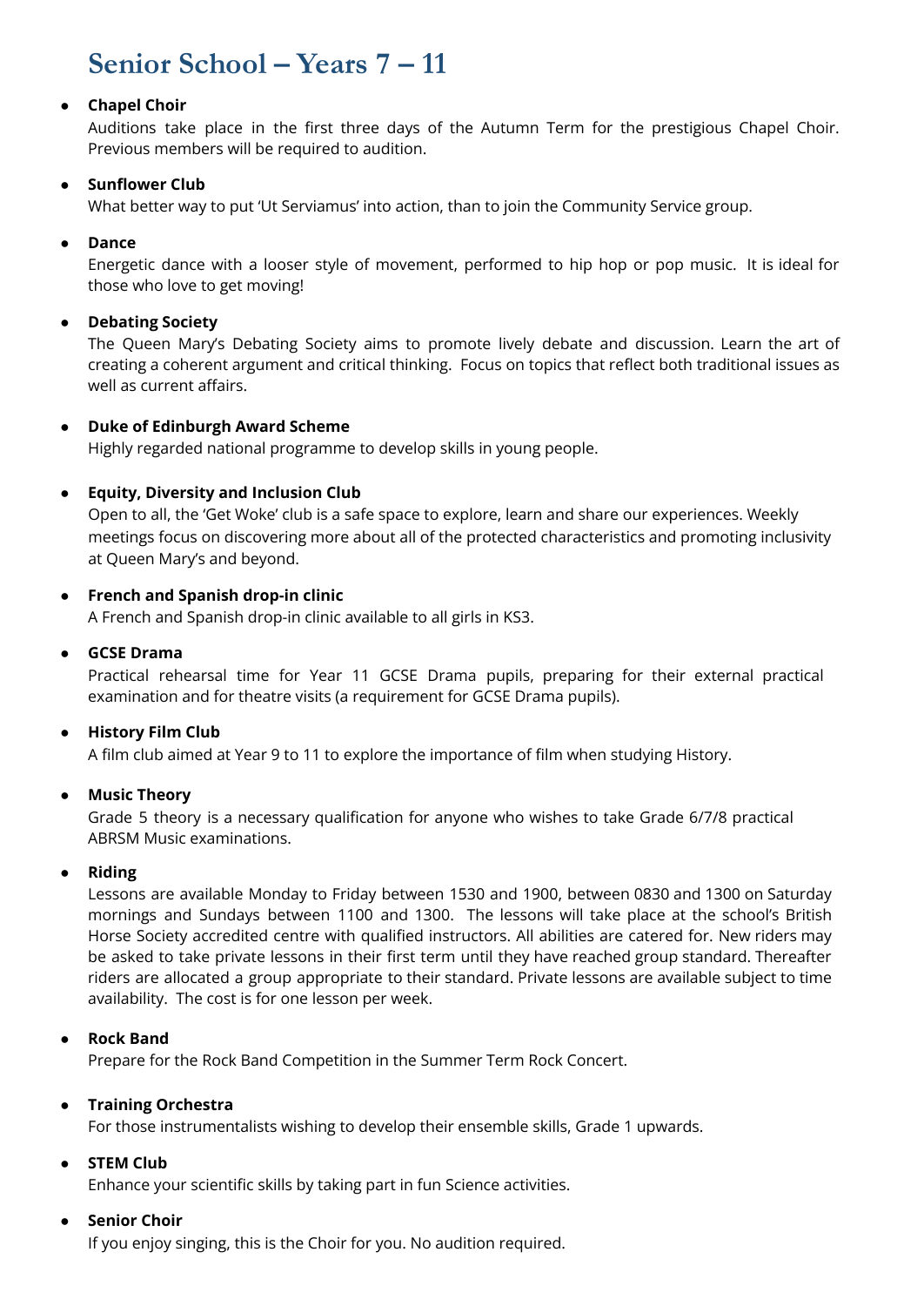# Senior School – Years 7 – 11

- **Chapel Choir**
  Auditions take place in the first three days of the Autumn Term for the prestigious Chapel Choir. Previous members will be required to audition.

- **Sunflower Club**
  What better way to put 'Ut Serviamus' into action, than to join the Community Service group.

- **Dance**
  Energetic dance with a looser style of movement, performed to hip hop or pop music. It is ideal for those who love to get moving!

- **Debating Society**
  The Queen Mary's Debating Society aims to promote lively debate and discussion. Learn the art of creating a coherent argument and critical thinking. Focus on topics that reflect both traditional issues as well as current affairs.

- **Duke of Edinburgh Award Scheme**
  Highly regarded national programme to develop skills in young people.

- **Equity, Diversity and Inclusion Club**
  Open to all, the 'Get Woke' club is a safe space to explore, learn and share our experiences. Weekly meetings focus on discovering more about all of the protected characteristics and promoting inclusivity at Queen Mary's and beyond.

- **French and Spanish drop-in clinic**
  A French and Spanish drop-in clinic available to all girls in KS3.

- **GCSE Drama**
  Practical rehearsal time for Year 11 GCSE Drama pupils, preparing for their external practical examination and for theatre visits (a requirement for GCSE Drama pupils).

- **History Film Club**
  A film club aimed at Year 9 to 11 to explore the importance of film when studying History.

- **Music Theory**
  Grade 5 theory is a necessary qualification for anyone who wishes to take Grade 6/7/8 practical ABRSM Music examinations.

- **Riding**
  Lessons are available Monday to Friday between 1530 and 1900, between 0830 and 1300 on Saturday mornings and Sundays between 1100 and 1300. The lessons will take place at the school's British Horse Society accredited centre with qualified instructors. All abilities are catered for. New riders may be asked to take private lessons in their first term until they have reached group standard. Thereafter riders are allocated a group appropriate to their standard. Private lessons are available subject to time availability. The cost is for one lesson per week.

- **Rock Band**
  Prepare for the Rock Band Competition in the Summer Term Rock Concert.

- **Training Orchestra**
  For those instrumentalists wishing to develop their ensemble skills, Grade 1 upwards.

- **STEM Club**
  Enhance your scientific skills by taking part in fun Science activities.

- **Senior Choir**
  If you enjoy singing, this is the Choir for you. No audition required.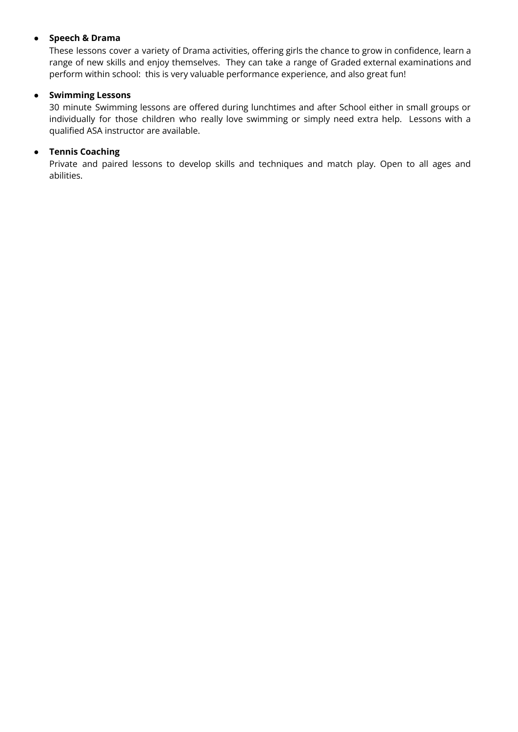- **Speech & Drama**
  These lessons cover a variety of Drama activities, offering girls the chance to grow in confidence, learn a range of new skills and enjoy themselves. They can take a range of Graded external examinations and perform within school: this is very valuable performance experience, and also great fun!

- **Swimming Lessons**
  30 minute Swimming lessons are offered during lunchtimes and after School either in small groups or individually for those children who really love swimming or simply need extra help. Lessons with a qualified ASA instructor are available.

- **Tennis Coaching**
  Private and paired lessons to develop skills and techniques and match play. Open to all ages and abilities.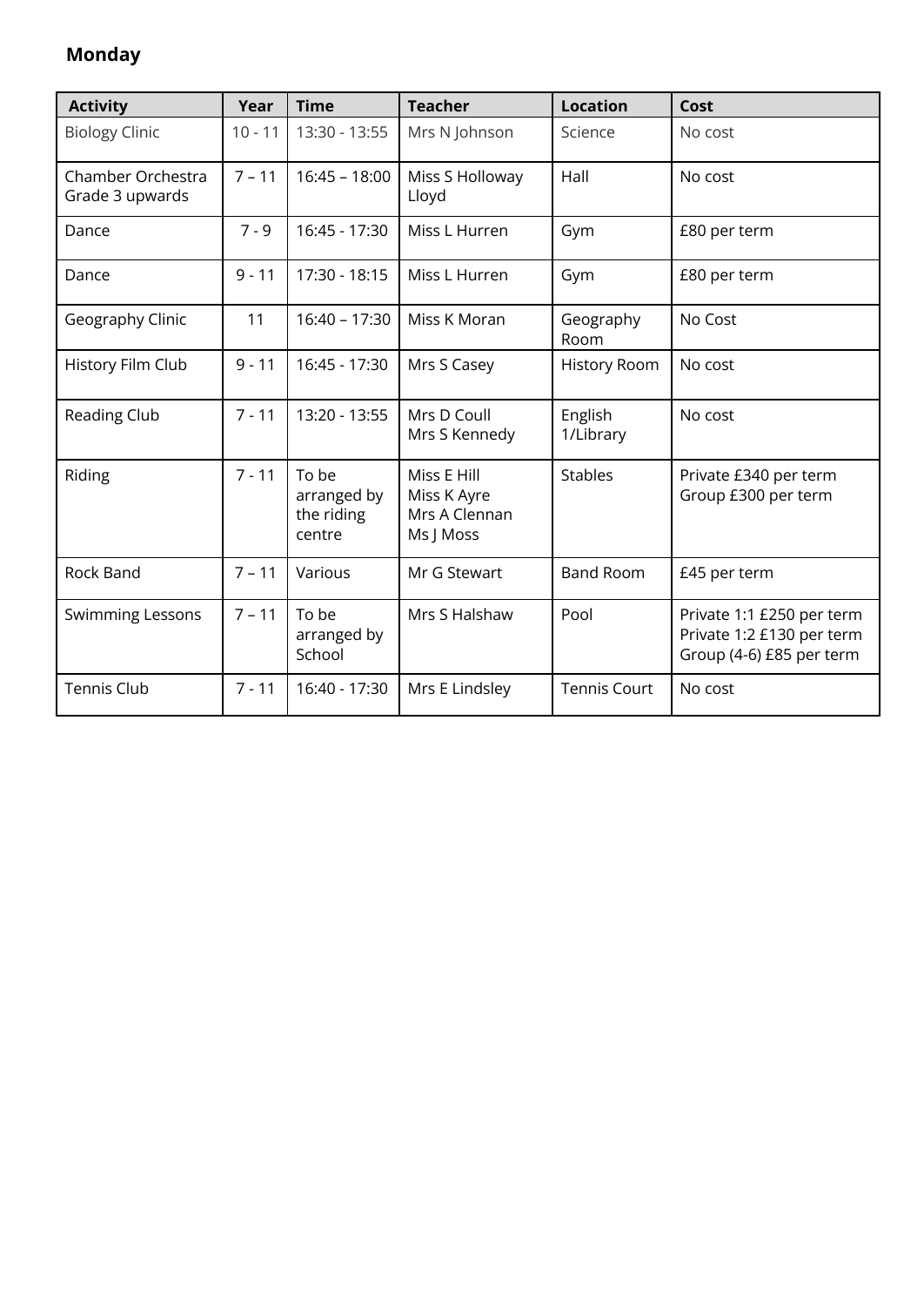**Monday**

| Activity | Year | Time | Teacher | Location | Cost |
|---|---|---|---|---|---|
| Biology Clinic | 10 - 11 | 13:30 - 13:55 | Mrs N Johnson | Science | No cost |
| Chamber Orchestra Grade 3 upwards | 7 – 11 | 16:45 – 18:00 | Miss S Holloway Lloyd | Hall | No cost |
| Dance | 7 - 9 | 16:45 - 17:30 | Miss L Hurren | Gym | £80 per term |
| Dance | 9 - 11 | 17:30 - 18:15 | Miss L Hurren | Gym | £80 per term |
| Geography Clinic | 11 | 16:40 – 17:30 | Miss K Moran | Geography Room | No Cost |
| History Film Club | 9 - 11 | 16:45 - 17:30 | Mrs S Casey | History Room | No cost |
| Reading Club | 7 - 11 | 13:20 - 13:55 | Mrs D Coull<br>Mrs S Kennedy | English 1/Library | No cost |
| Riding | 7 - 11 | To be arranged by the riding centre | Miss E Hill<br>Miss K Ayre<br>Mrs A Clennan<br>Ms J Moss | Stables | Private £340 per term<br>Group £300 per term |
| Rock Band | 7 – 11 | Various | Mr G Stewart | Band Room | £45 per term |
| Swimming Lessons | 7 – 11 | To be arranged by School | Mrs S Halshaw | Pool | Private 1:1 £250 per term<br>Private 1:2 £130 per term<br>Group (4-6) £85 per term |
| Tennis Club | 7 - 11 | 16:40 - 17:30 | Mrs E Lindsley | Tennis Court | No cost |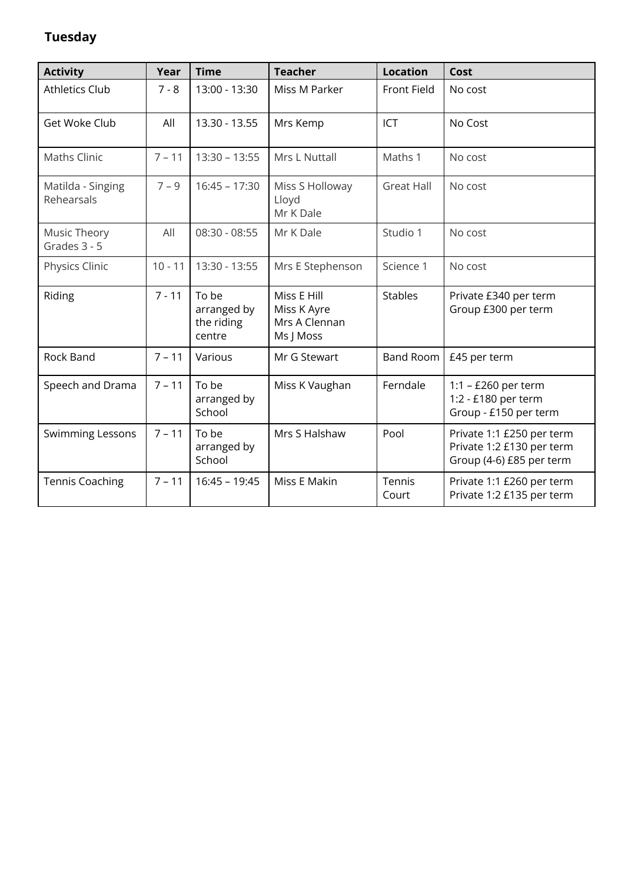## Tuesday

| Activity | Year | Time | Teacher | Location | Cost |
| --- | --- | --- | --- | --- | --- |
| Athletics Club | 7 - 8 | 13:00 - 13:30 | Miss M Parker | Front Field | No cost |
| Get Woke Club | All | 13.30 - 13.55 | Mrs Kemp | ICT | No Cost |
| Maths Clinic | 7 – 11 | 13:30 – 13:55 | Mrs L Nuttall | Maths 1 | No cost |
| Matilda - Singing Rehearsals | 7 – 9 | 16:45 – 17:30 | Miss S Holloway Lloyd<br>Mr K Dale | Great Hall | No cost |
| Music Theory Grades 3 - 5 | All | 08:30 - 08:55 | Mr K Dale | Studio 1 | No cost |
| Physics Clinic | 10 - 11 | 13:30 - 13:55 | Mrs E Stephenson | Science 1 | No cost |
| Riding | 7 - 11 | To be arranged by the riding centre | Miss E Hill<br>Miss K Ayre<br>Mrs A Clennan<br>Ms J Moss | Stables | Private £340 per term<br>Group £300 per term |
| Rock Band | 7 – 11 | Various | Mr G Stewart | Band Room | £45 per term |
| Speech and Drama | 7 – 11 | To be arranged by School | Miss K Vaughan | Ferndale | 1:1 – £260 per term<br>1:2 - £180 per term<br>Group - £150 per term |
| Swimming Lessons | 7 – 11 | To be arranged by School | Mrs S Halshaw | Pool | Private 1:1 £250 per term<br>Private 1:2 £130 per term<br>Group (4-6) £85 per term |
| Tennis Coaching | 7 – 11 | 16:45 – 19:45 | Miss E Makin | Tennis Court | Private 1:1 £260 per term<br>Private 1:2 £135 per term |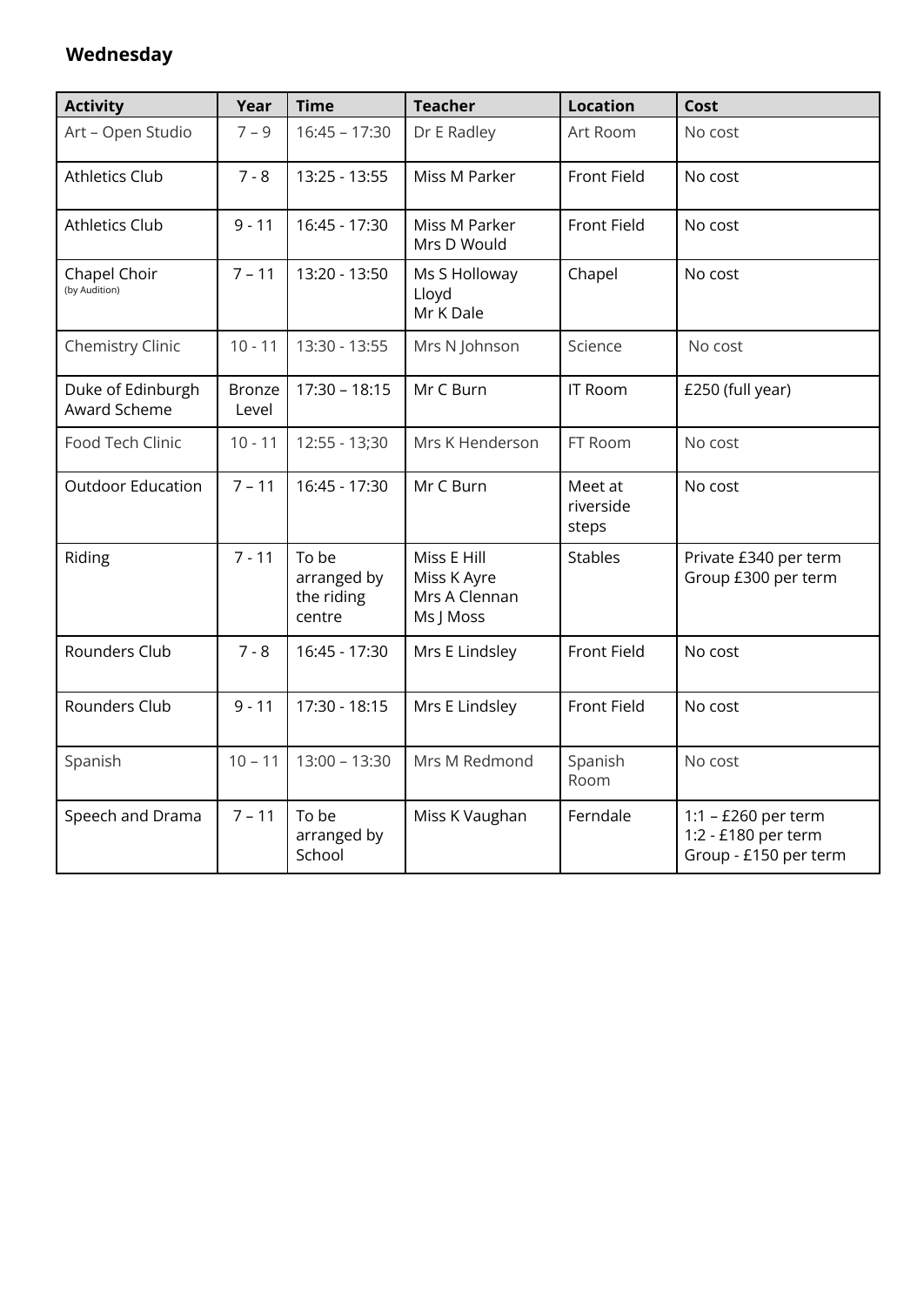**Wednesday**

| Activity | Year | Time | Teacher | Location | Cost |
|---|---|---|---|---|---|
| Art – Open Studio | 7 – 9 | 16:45 – 17:30 | Dr E Radley | Art Room | No cost |
| Athletics Club | 7 - 8 | 13:25 - 13:55 | Miss M Parker | Front Field | No cost |
| Athletics Club | 9 - 11 | 16:45 - 17:30 | Miss M Parker<br>Mrs D Would | Front Field | No cost |
| Chapel Choir<br>(by Audition) | 7 – 11 | 13:20 - 13:50 | Ms S Holloway Lloyd<br>Mr K Dale | Chapel | No cost |
| Chemistry Clinic | 10 - 11 | 13:30 - 13:55 | Mrs N Johnson | Science | No cost |
| Duke of Edinburgh Award Scheme | Bronze Level | 17:30 – 18:15 | Mr C Burn | IT Room | £250 (full year) |
| Food Tech Clinic | 10 - 11 | 12:55 - 13;30 | Mrs K Henderson | FT Room | No cost |
| Outdoor Education | 7 – 11 | 16:45 - 17:30 | Mr C Burn | Meet at riverside steps | No cost |
| Riding | 7 - 11 | To be arranged by the riding centre | Miss E Hill<br>Miss K Ayre<br>Mrs A Clennan<br>Ms J Moss | Stables | Private £340 per term<br>Group £300 per term |
| Rounders Club | 7 - 8 | 16:45 - 17:30 | Mrs E Lindsley | Front Field | No cost |
| Rounders Club | 9 - 11 | 17:30 - 18:15 | Mrs E Lindsley | Front Field | No cost |
| Spanish | 10 – 11 | 13:00 – 13:30 | Mrs M Redmond | Spanish Room | No cost |
| Speech and Drama | 7 – 11 | To be arranged by School | Miss K Vaughan | Ferndale | 1:1 – £260 per term<br>1:2 - £180 per term<br>Group - £150 per term |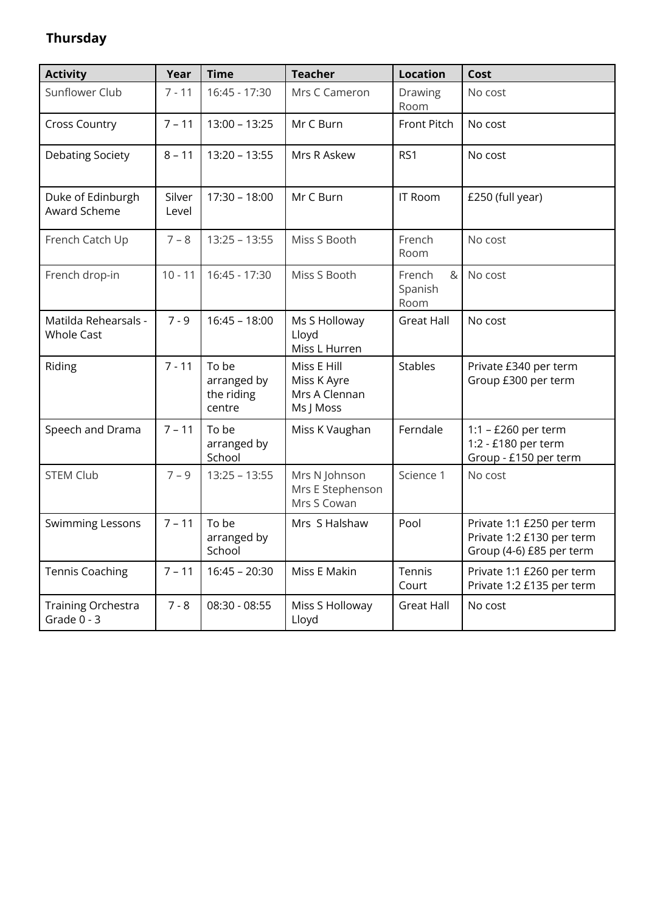**Thursday**

| Activity | Year | Time | Teacher | Location | Cost |
|---|---|---|---|---|---|
| Sunflower Club | 7 - 11 | 16:45 - 17:30 | Mrs C Cameron | Drawing Room | No cost |
| Cross Country | 7 – 11 | 13:00 – 13:25 | Mr C Burn | Front Pitch | No cost |
| Debating Society | 8 – 11 | 13:20 – 13:55 | Mrs R Askew | RS1 | No cost |
| Duke of Edinburgh Award Scheme | Silver Level | 17:30 – 18:00 | Mr C Burn | IT Room | £250 (full year) |
| French Catch Up | 7 – 8 | 13:25 – 13:55 | Miss S Booth | French Room | No cost |
| French drop-in | 10 - 11 | 16:45 - 17:30 | Miss S Booth | French & Spanish Room | No cost |
| Matilda Rehearsals - Whole Cast | 7 - 9 | 16:45 – 18:00 | Ms S Holloway Lloyd<br>Miss L Hurren | Great Hall | No cost |
| Riding | 7 - 11 | To be arranged by the riding centre | Miss E Hill<br>Miss K Ayre<br>Mrs A Clennan<br>Ms J Moss | Stables | Private £340 per term<br>Group £300 per term |
| Speech and Drama | 7 – 11 | To be arranged by School | Miss K Vaughan | Ferndale | 1:1 – £260 per term<br>1:2 - £180 per term<br>Group - £150 per term |
| STEM Club | 7 – 9 | 13:25 – 13:55 | Mrs N Johnson<br>Mrs E Stephenson<br>Mrs S Cowan | Science 1 | No cost |
| Swimming Lessons | 7 – 11 | To be arranged by School | Mrs S Halshaw | Pool | Private 1:1 £250 per term<br>Private 1:2 £130 per term<br>Group (4-6) £85 per term |
| Tennis Coaching | 7 – 11 | 16:45 – 20:30 | Miss E Makin | Tennis Court | Private 1:1 £260 per term<br>Private 1:2 £135 per term |
| Training Orchestra Grade 0 - 3 | 7 - 8 | 08:30 - 08:55 | Miss S Holloway Lloyd | Great Hall | No cost |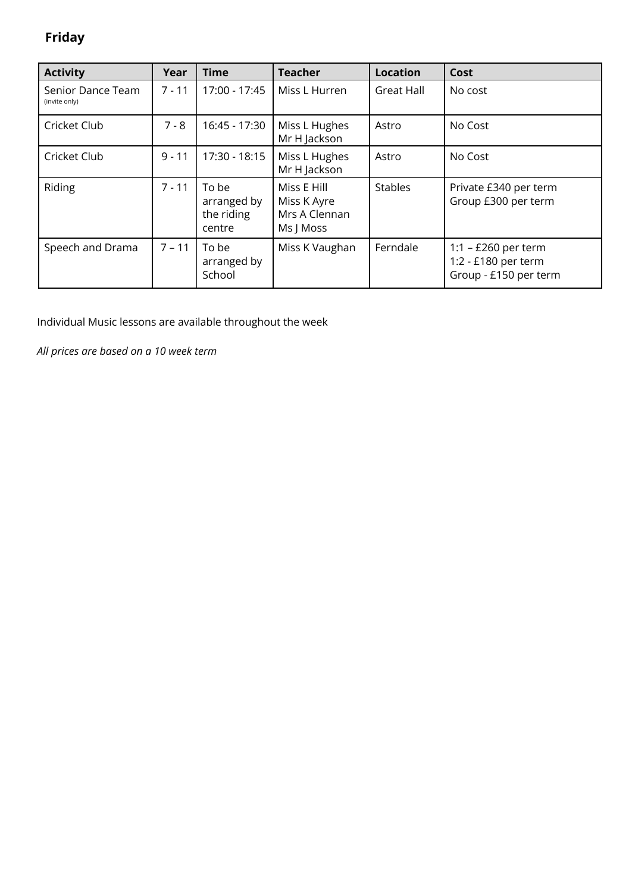## Friday

| Activity | Year | Time | Teacher | Location | Cost |
|---|---|---|---|---|---|
| Senior Dance Team (invite only) | 7 - 11 | 17:00 - 17:45 | Miss L Hurren | Great Hall | No cost |
| Cricket Club | 7 - 8 | 16:45 - 17:30 | Miss L Hughes<br>Mr H Jackson | Astro | No Cost |
| Cricket Club | 9 - 11 | 17:30 - 18:15 | Miss L Hughes<br>Mr H Jackson | Astro | No Cost |
| Riding | 7 - 11 | To be arranged by the riding centre | Miss E Hill<br>Miss K Ayre<br>Mrs A Clennan<br>Ms J Moss | Stables | Private £340 per term<br>Group £300 per term |
| Speech and Drama | 7 – 11 | To be arranged by School | Miss K Vaughan | Ferndale | 1:1 – £260 per term<br>1:2 - £180 per term<br>Group - £150 per term |

Individual Music lessons are available throughout the week

*All prices are based on a 10 week term*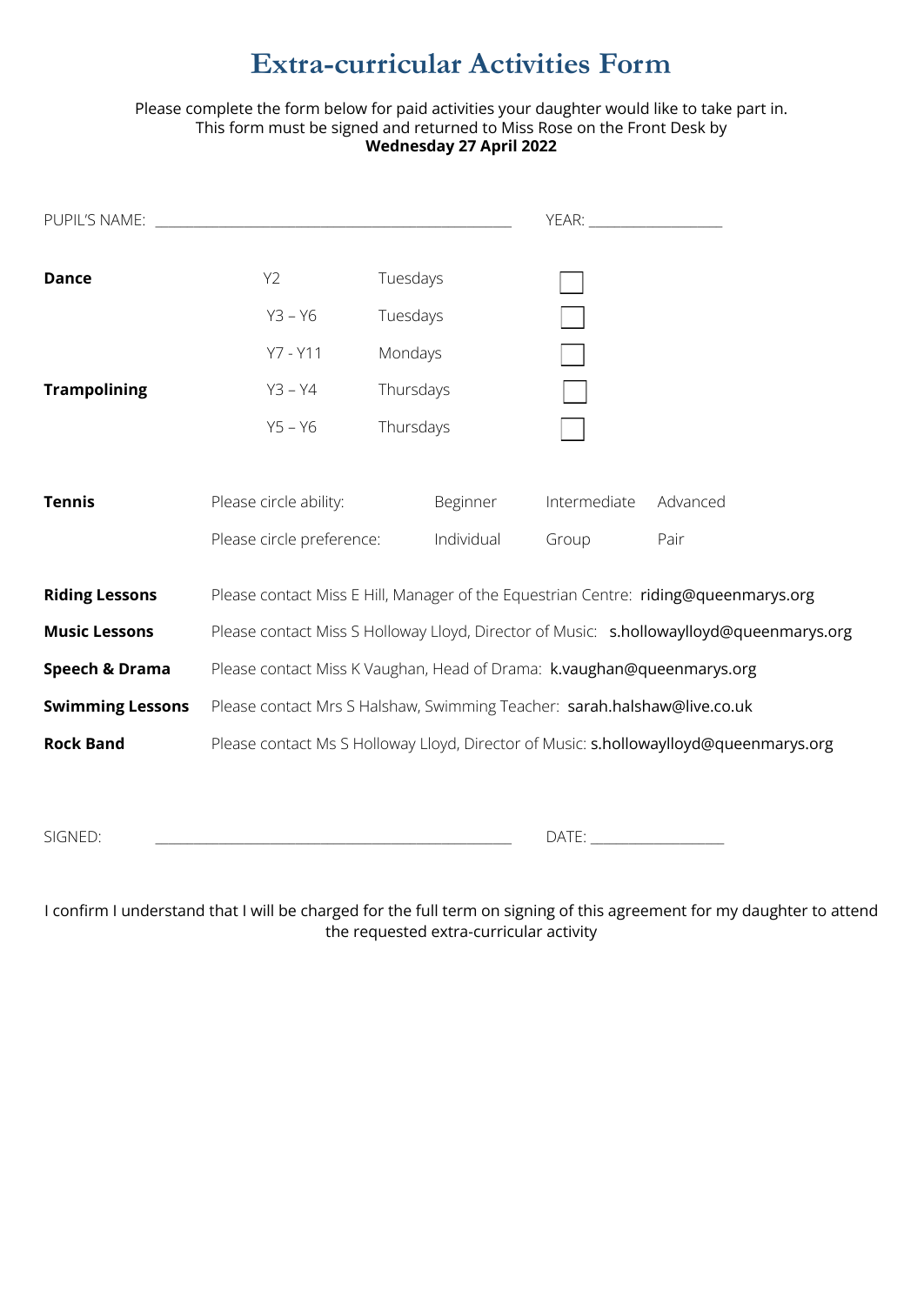# Extra-curricular Activities Form

Please complete the form below for paid activities your daughter would like to take part in.
This form must be signed and returned to Miss Rose on the Front Desk by
**Wednesday 27 April 2022**

PUPIL'S NAME: ______________________________ YEAR: ______________

| | | | |
|---|---|---|---|
| **Dance** | Y2 | Tuesdays | ☐ |
| | Y3 – Y6 | Tuesdays | ☐ |
| | Y7 - Y11 | Mondays | ☐ |
| **Trampolining** | Y3 – Y4 | Thursdays | ☐ |
| | Y5 – Y6 | Thursdays | ☐ |

| | | | | |
|---|---|---|---|---|
| **Tennis** | Please circle ability: | Beginner | Intermediate | Advanced |
| | Please circle preference: | Individual | Group | Pair |

| | |
|---|---|
| **Riding Lessons** | Please contact Miss E Hill, Manager of the Equestrian Centre: riding@queenmarys.org |
| **Music Lessons** | Please contact Miss S Holloway Lloyd, Director of Music: s.hollowaylloyd@queenmarys.org |
| **Speech & Drama** | Please contact Miss K Vaughan, Head of Drama: k.vaughan@queenmarys.org |
| **Swimming Lessons** | Please contact Mrs S Halshaw, Swimming Teacher: sarah.halshaw@live.co.uk |
| **Rock Band** | Please contact Ms S Holloway Lloyd, Director of Music: s.hollowaylloyd@queenmarys.org |

SIGNED: ______________________________ DATE: ______________

I confirm I understand that I will be charged for the full term on signing of this agreement for my daughter to attend the requested extra-curricular activity